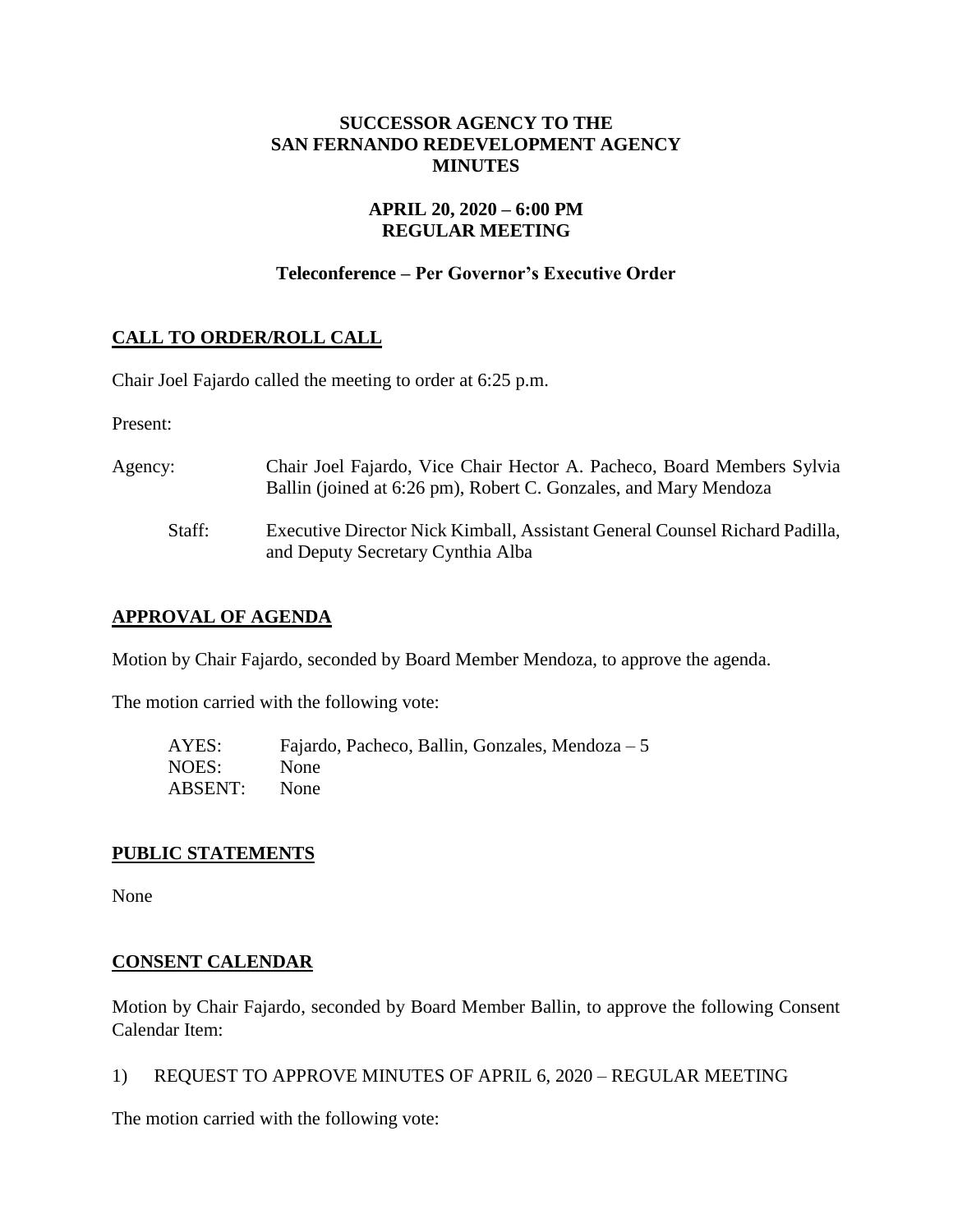# SUCCESSOR AGENCY TO THE SAN FERNANDO REDEVELOPMENT AGENCY MINUTES

## APRIL 20, 2020 – 6:00 PM REGULAR MEETING

### Teleconference – Per Governor's Executive Order

## CALL TO ORDER/ROLL CALL

Chair Joel Fajardo called the meeting to order at 6:25 p.m.

Present:

Agency: Chair Joel Fajardo, Vice Chair Hector A. Pacheco, Board Members Sylvia Ballin (joined at 6:26 pm), Robert C. Gonzales, and Mary Mendoza

Staff: Executive Director Nick Kimball, Assistant General Counsel Richard Padilla, and Deputy Secretary Cynthia Alba

## APPROVAL OF AGENDA

Motion by Chair Fajardo, seconded by Board Member Mendoza, to approve the agenda.

The motion carried with the following vote:

AYES: Fajardo, Pacheco, Ballin, Gonzales, Mendoza – 5
NOES: None
ABSENT: None

## PUBLIC STATEMENTS

None

## CONSENT CALENDAR

Motion by Chair Fajardo, seconded by Board Member Ballin, to approve the following Consent Calendar Item:

1) REQUEST TO APPROVE MINUTES OF APRIL 6, 2020 – REGULAR MEETING

The motion carried with the following vote: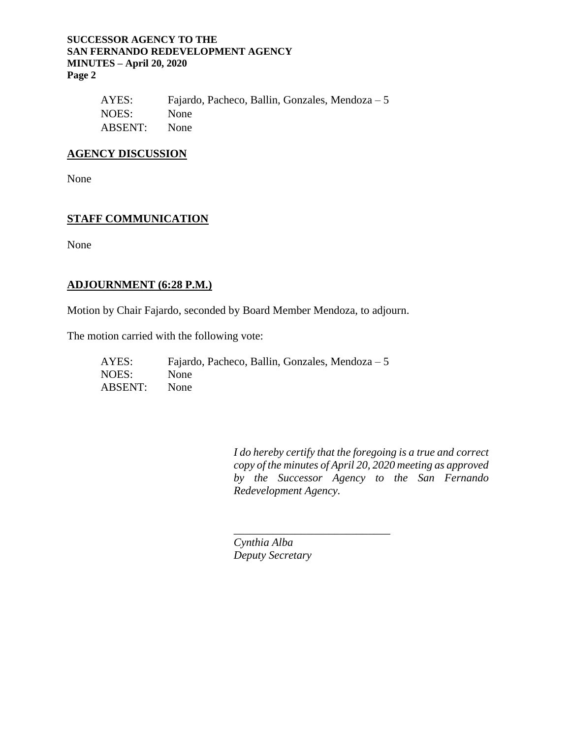| | |
|---|---|
| AYES: | Fajardo, Pacheco, Ballin, Gonzales, Mendoza – 5 |
| NOES: | None |
| ABSENT: | None |

## AGENCY DISCUSSION

None

## STAFF COMMUNICATION

None

## ADJOURNMENT (6:28 P.M.)

Motion by Chair Fajardo, seconded by Board Member Mendoza, to adjourn.

The motion carried with the following vote:

| | |
|---|---|
| AYES: | Fajardo, Pacheco, Ballin, Gonzales, Mendoza – 5 |
| NOES: | None |
| ABSENT: | None |

*I do hereby certify that the foregoing is a true and correct copy of the minutes of April 20, 2020 meeting as approved by the Successor Agency to the San Fernando Redevelopment Agency.*

\_\_\_\_\_\_\_\_\_\_\_\_\_\_\_\_\_\_\_\_\_\_\_\_\_\_\_\_

*Cynthia Alba*
*Deputy Secretary*